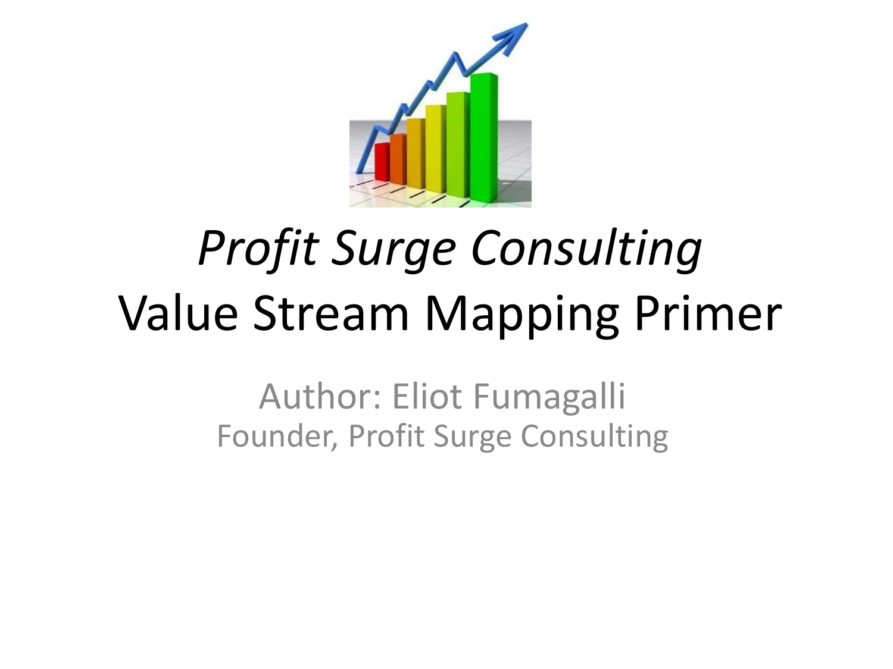# *Profit Surge Consulting*
# Value Stream Mapping Primer

Author: Eliot Fumagalli
Founder, Profit Surge Consulting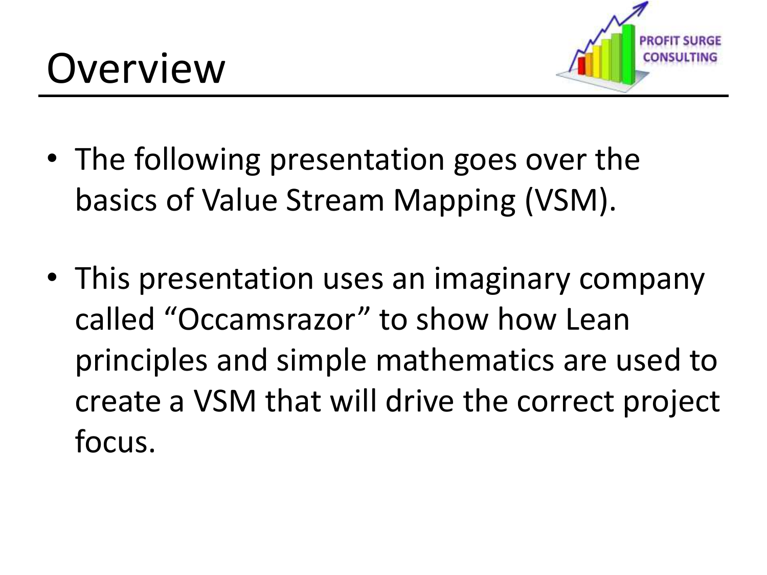# Overview

- The following presentation goes over the basics of Value Stream Mapping (VSM).
- This presentation uses an imaginary company called "Occamsrazor" to show how Lean principles and simple mathematics are used to create a VSM that will drive the correct project focus.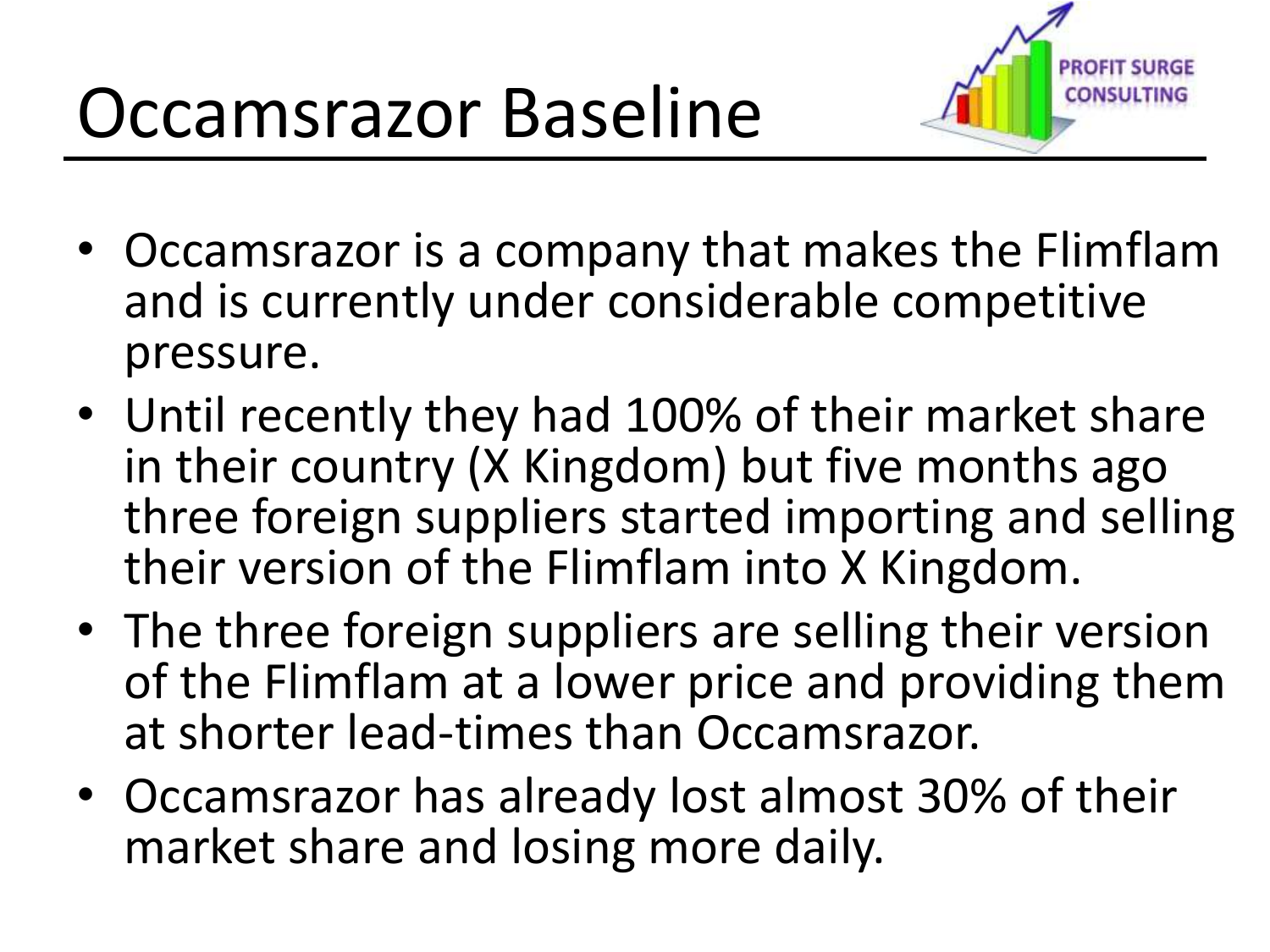# Occamsrazor Baseline

- Occamsrazor is a company that makes the Flimflam and is currently under considerable competitive pressure.
- Until recently they had 100% of their market share in their country (X Kingdom) but five months ago three foreign suppliers started importing and selling their version of the Flimflam into X Kingdom.
- The three foreign suppliers are selling their version of the Flimflam at a lower price and providing them at shorter lead-times than Occamsrazor.
- Occamsrazor has already lost almost 30% of their market share and losing more daily.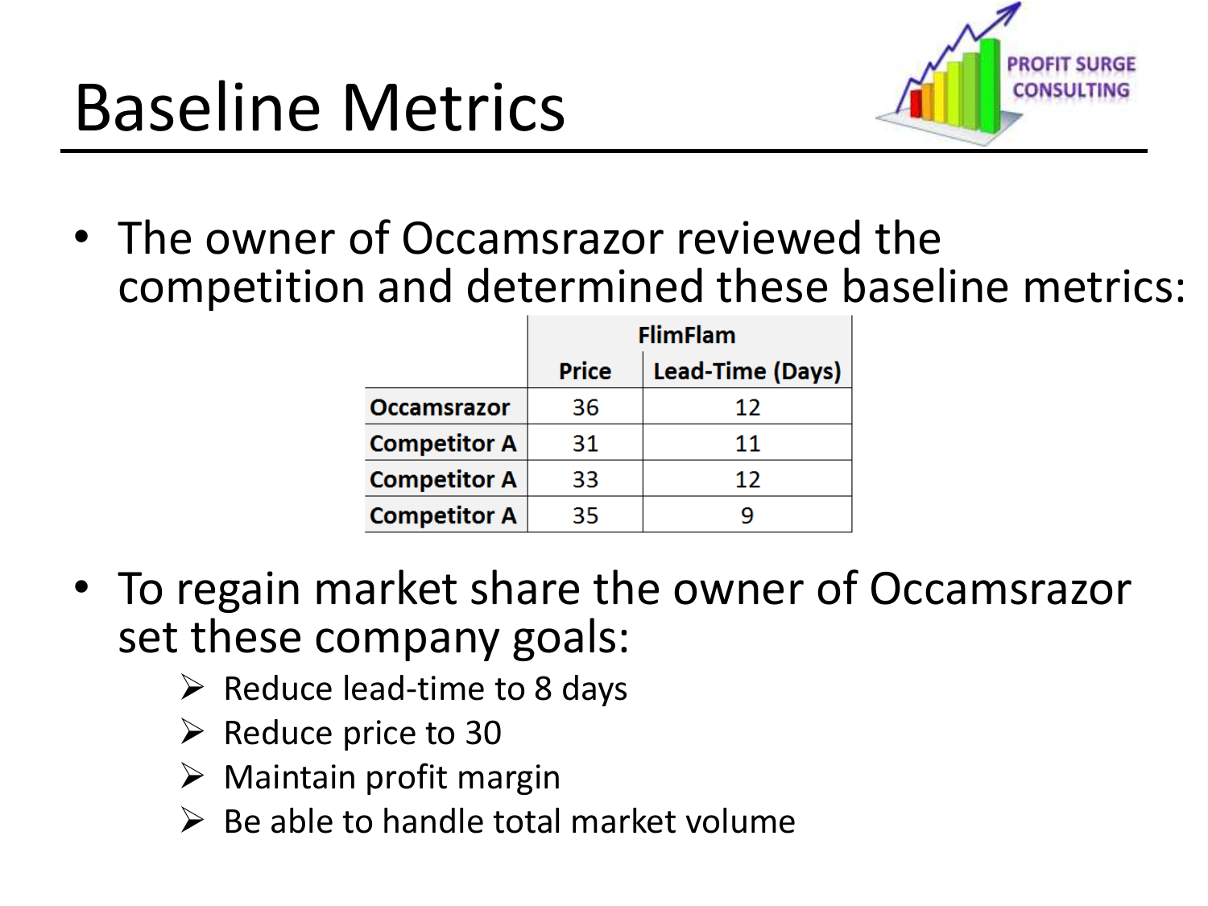# Baseline Metrics

- The owner of Occamsrazor reviewed the competition and determined these baseline metrics:

| | FlimFlam | |
|---|---|---|
| | Price | Lead-Time (Days) |
| **Occamsrazor** | 36 | 12 |
| **Competitor A** | 31 | 11 |
| **Competitor A** | 33 | 12 |
| **Competitor A** | 35 | 9 |

- To regain market share the owner of Occamsrazor set these company goals:
  - Reduce lead-time to 8 days
  - Reduce price to 30
  - Maintain profit margin
  - Be able to handle total market volume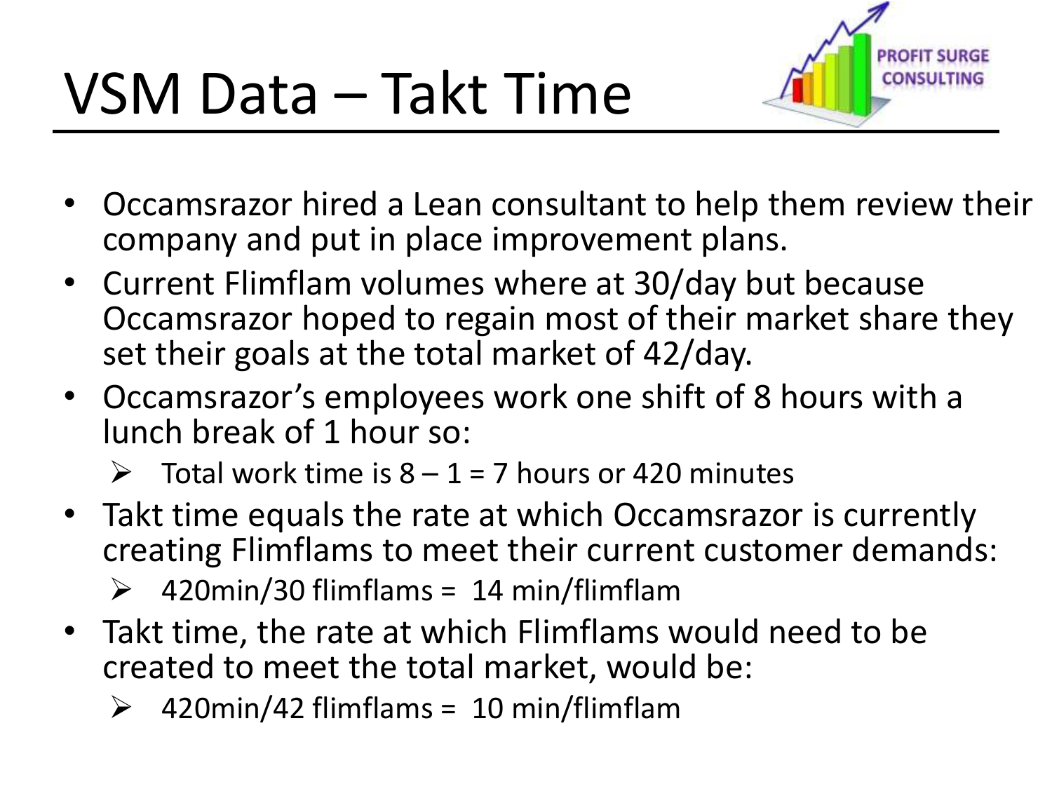# VSM Data – Takt Time

- Occamsrazor hired a Lean consultant to help them review their company and put in place improvement plans.
- Current Flimflam volumes where at 30/day but because Occamsrazor hoped to regain most of their market share they set their goals at the total market of 42/day.
- Occamsrazor's employees work one shift of 8 hours with a lunch break of 1 hour so:
  - Total work time is 8 – 1 = 7 hours or 420 minutes
- Takt time equals the rate at which Occamsrazor is currently creating Flimflams to meet their current customer demands:
  - 420min/30 flimflams = 14 min/flimflam
- Takt time, the rate at which Flimflams would need to be created to meet the total market, would be:
  - 420min/42 flimflams = 10 min/flimflam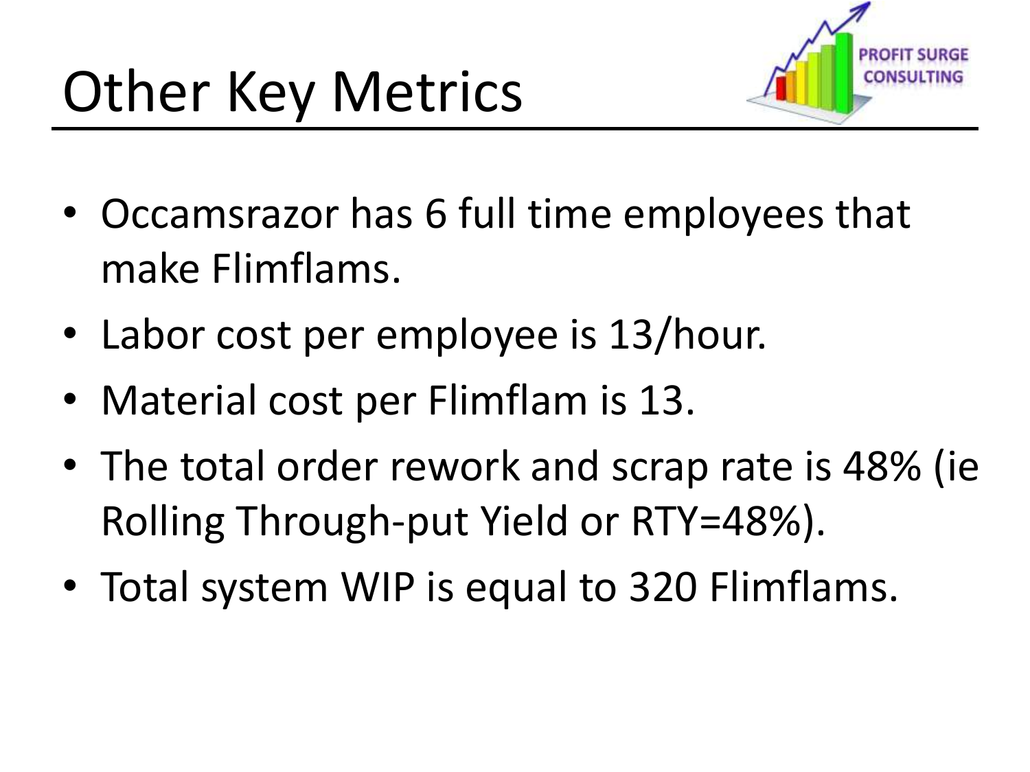# Other Key Metrics

- Occamsrazor has 6 full time employees that make Flimflams.
- Labor cost per employee is 13/hour.
- Material cost per Flimflam is 13.
- The total order rework and scrap rate is 48% (ie Rolling Through-put Yield or RTY=48%).
- Total system WIP is equal to 320 Flimflams.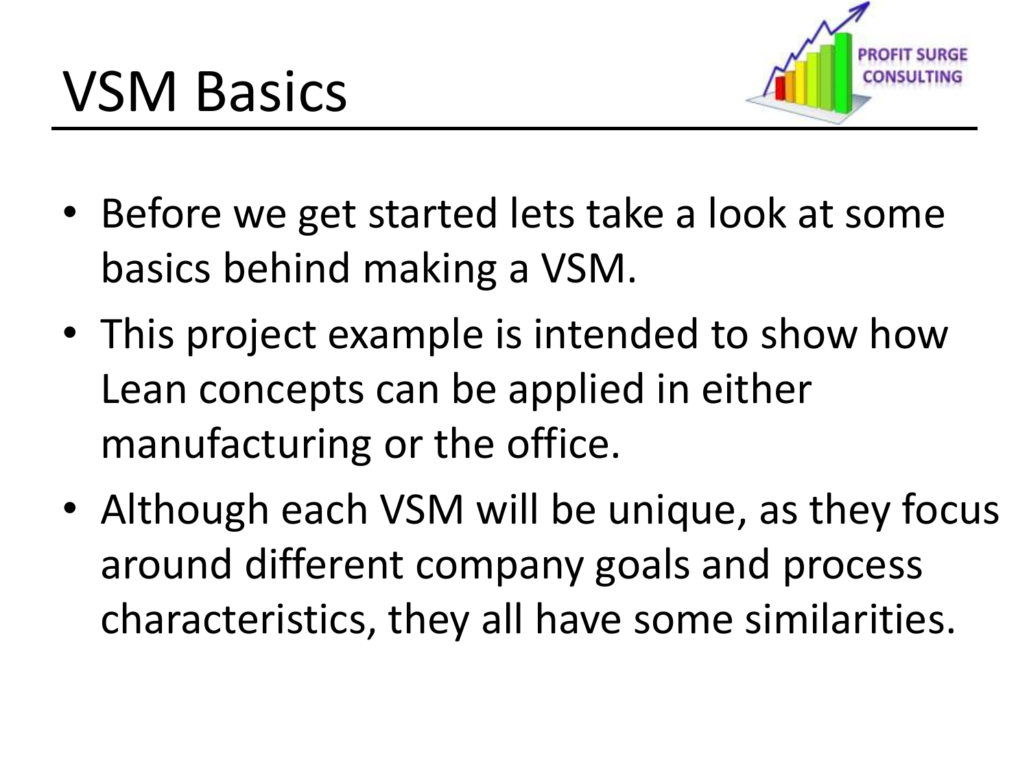# VSM Basics

- Before we get started lets take a look at some basics behind making a VSM.
- This project example is intended to show how Lean concepts can be applied in either manufacturing or the office.
- Although each VSM will be unique, as they focus around different company goals and process characteristics, they all have some similarities.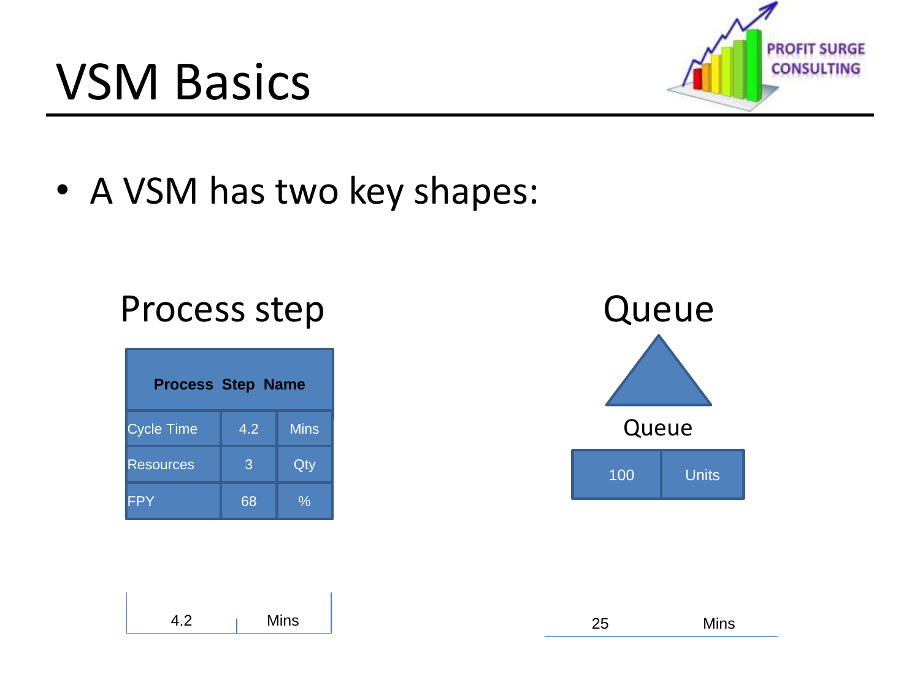# VSM Basics

- A VSM has two key shapes:

## Process step

| Process Step Name | | |
|---|---|---|
| Cycle Time | 4.2 | Mins |
| Resources | 3 | Qty |
| FPY | 68 | % |

4.2 Mins

## Queue

Queue

| 100 | Units |
|---|---|

25 Mins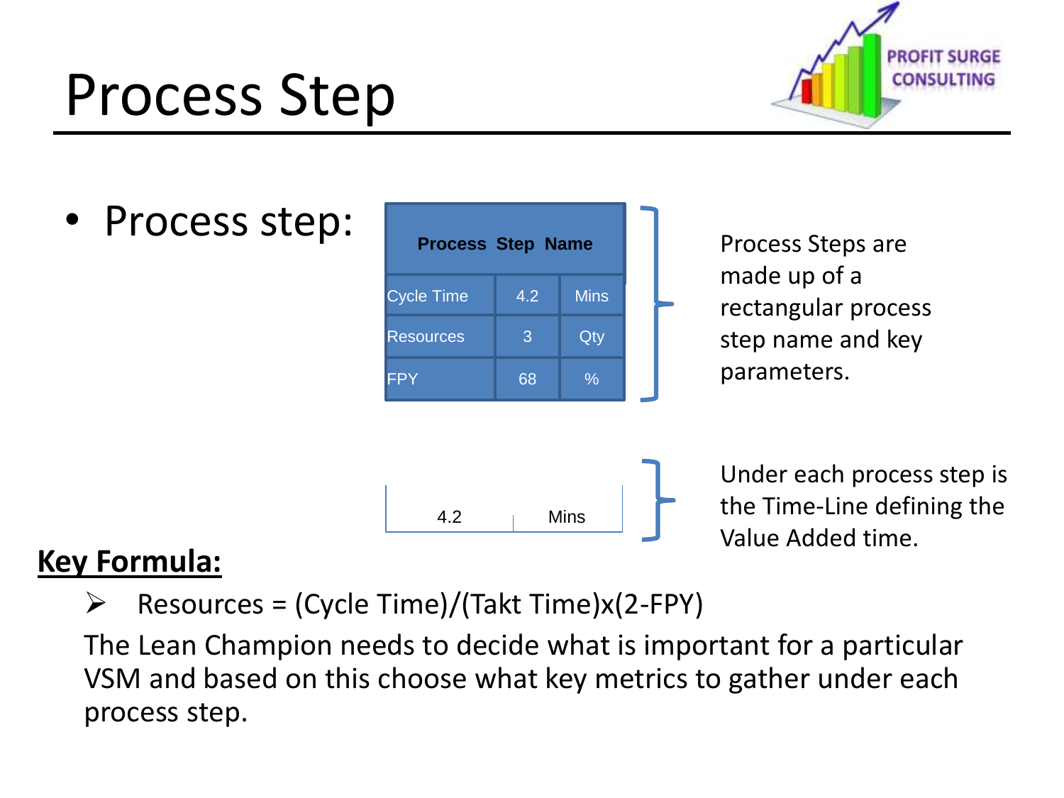# Process Step

- Process step:

| Process Step Name | | |
|---|---|---|
| Cycle Time | 4.2 | Mins |
| Resources | 3 | Qty |
| FPY | 68 | % |

Process Steps are made up of a rectangular process step name and key parameters.

| 4.2 | Mins |
|---|---|

Under each process step is the Time-Line defining the Value Added time.

**Key Formula:**

- Resources = (Cycle Time)/(Takt Time)x(2-FPY)

The Lean Champion needs to decide what is important for a particular VSM and based on this choose what key metrics to gather under each process step.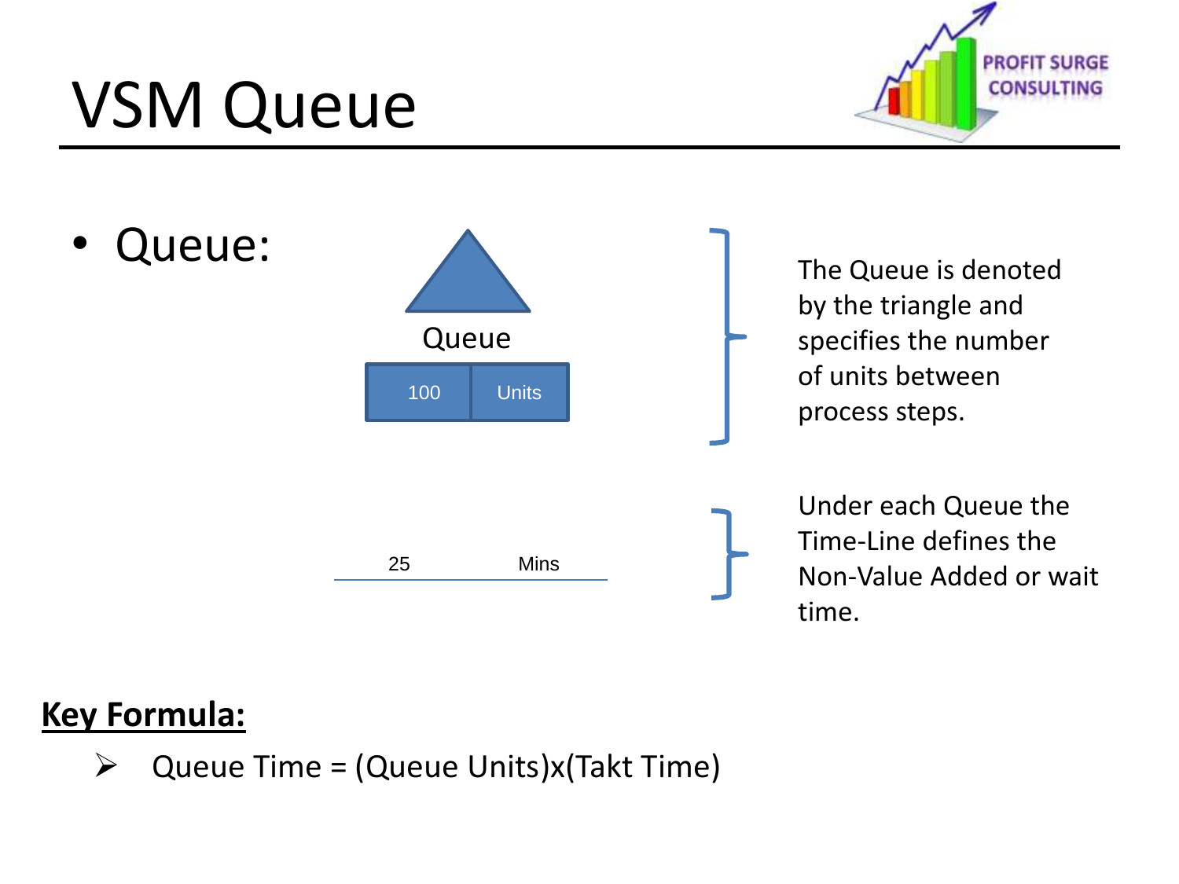# VSM Queue

- Queue:

Queue

| 100 | Units |
|---|---|

The Queue is denoted by the triangle and specifies the number of units between process steps.

25 Mins

Under each Queue the Time-Line defines the Non-Value Added or wait time.

**Key Formula:**

- Queue Time = (Queue Units)x(Takt Time)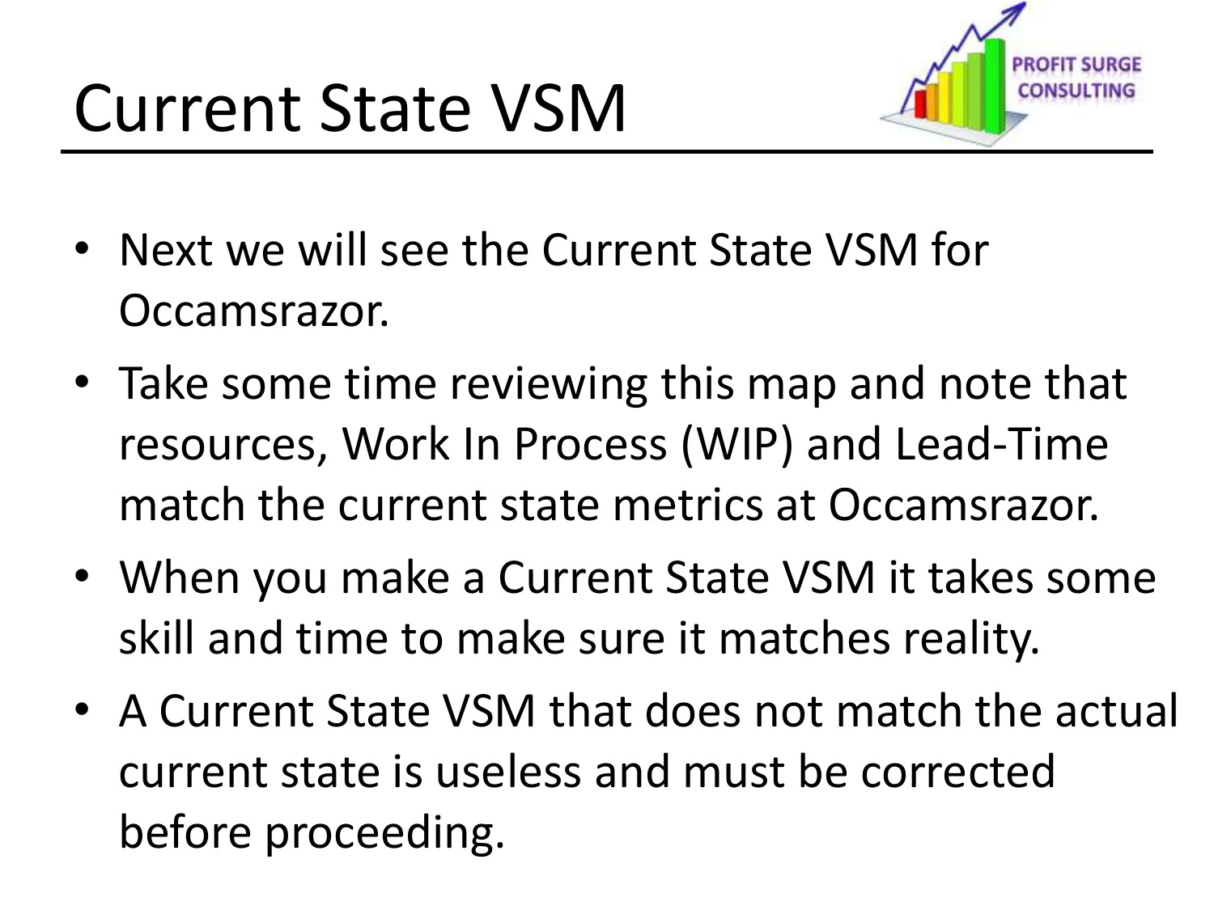# Current State VSM

- Next we will see the Current State VSM for Occamsrazor.
- Take some time reviewing this map and note that resources, Work In Process (WIP) and Lead-Time match the current state metrics at Occamsrazor.
- When you make a Current State VSM it takes some skill and time to make sure it matches reality.
- A Current State VSM that does not match the actual current state is useless and must be corrected before proceeding.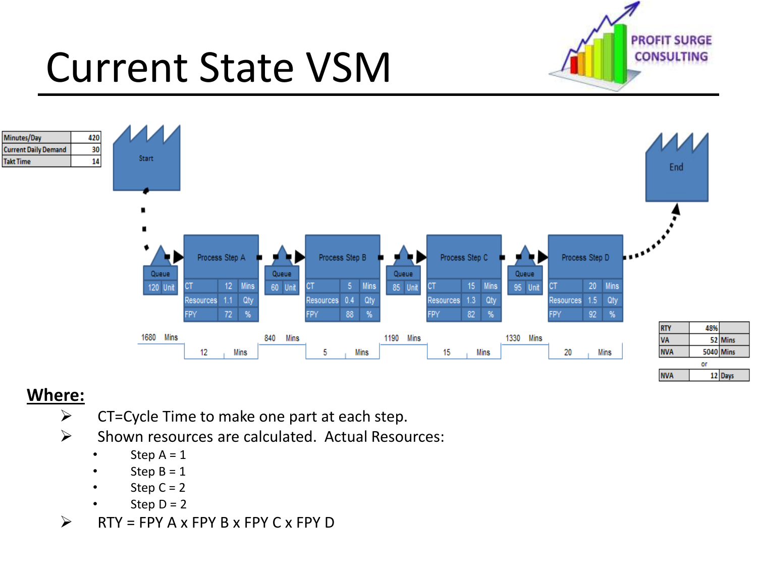# Current State VSM

| Minutes/Day | 420 |
|---|---|
| Current Daily Demand | 30 |
| Takt Time | 14 |

Start

| Queue | | Process Step A | | | Queue | | Process Step B | | | Queue | | Process Step C | | | Queue | | Process Step D | | |
|---|---|---|---|---|---|---|---|---|---|---|---|---|---|---|---|---|---|---|---|
| 120 | Unit | CT | 12 | Mins | 60 | Unit | CT | 5 | Mins | 85 | Unit | CT | 15 | Mins | 95 | Unit | CT | 20 | Mins |
| | | Resources | 1.1 | Qty | | | Resources | 0.4 | Qty | | | Resources | 1.3 | Qty | | | Resources | 1.5 | Qty |
| | | FPY | 72 | % | | | FPY | 88 | % | | | FPY | 82 | % | | | FPY | 92 | % |

End

Timeline: 1680 Mins | 12 Mins | 840 Mins | 5 Mins | 1190 Mins | 15 Mins | 1330 Mins | 20 Mins

| RTY | 48% | |
|---|---|---|
| VA | 52 | Mins |
| NVA | 5040 | Mins |

or

| NVA | 12 | Days |
|---|---|---|

**Where:**

- CT=Cycle Time to make one part at each step.
- Shown resources are calculated. Actual Resources:
  - Step A = 1
  - Step B = 1
  - Step C = 2
  - Step D = 2
- RTY = FPY A x FPY B x FPY C x FPY D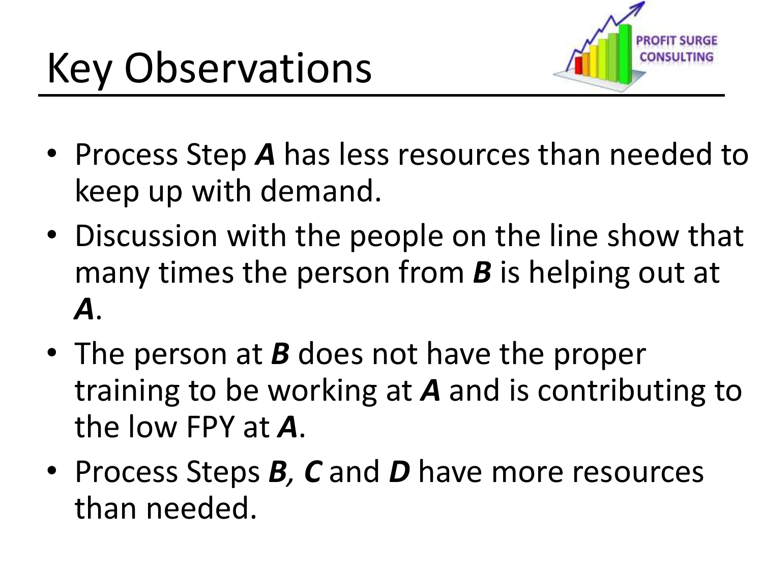# Key Observations

- Process Step ***A*** has less resources than needed to keep up with demand.
- Discussion with the people on the line show that many times the person from ***B*** is helping out at ***A***.
- The person at ***B*** does not have the proper training to be working at ***A*** and is contributing to the low FPY at ***A***.
- Process Steps ***B, C*** and ***D*** have more resources than needed.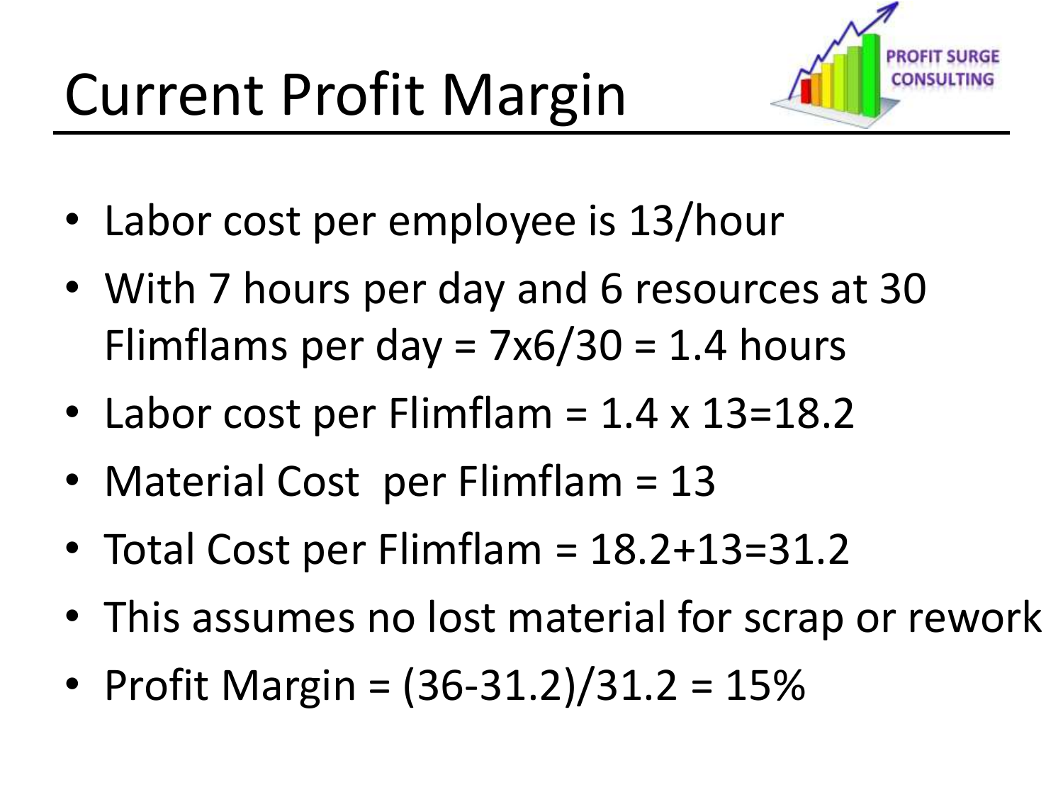# Current Profit Margin

- Labor cost per employee is 13/hour
- With 7 hours per day and 6 resources at 30 Flimflams per day = $7 \times 6/30 = 1.4$ hours
- Labor cost per Flimflam = $1.4 \times 13 = 18.2$
- Material Cost per Flimflam = 13
- Total Cost per Flimflam = $18.2 + 13 = 31.2$
- This assumes no lost material for scrap or rework
- Profit Margin = $(36 - 31.2)/31.2 = 15\%$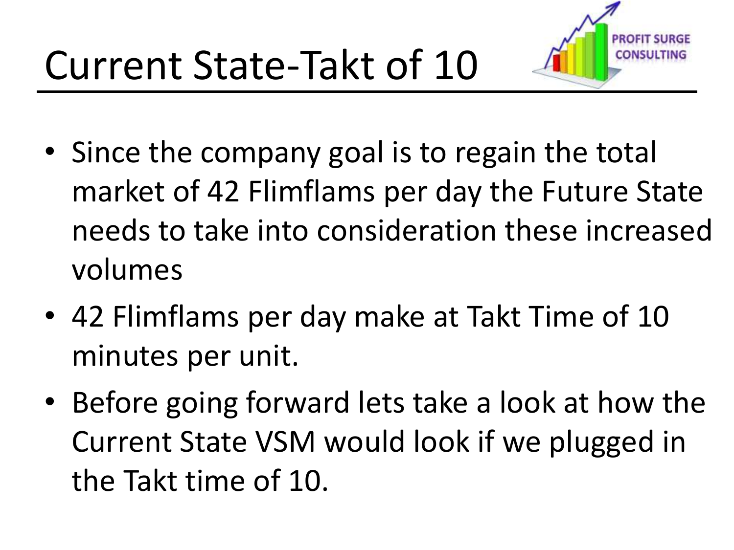# Current State-Takt of 10

- Since the company goal is to regain the total market of 42 Flimflams per day the Future State needs to take into consideration these increased volumes
- 42 Flimflams per day make at Takt Time of 10 minutes per unit.
- Before going forward lets take a look at how the Current State VSM would look if we plugged in the Takt time of 10.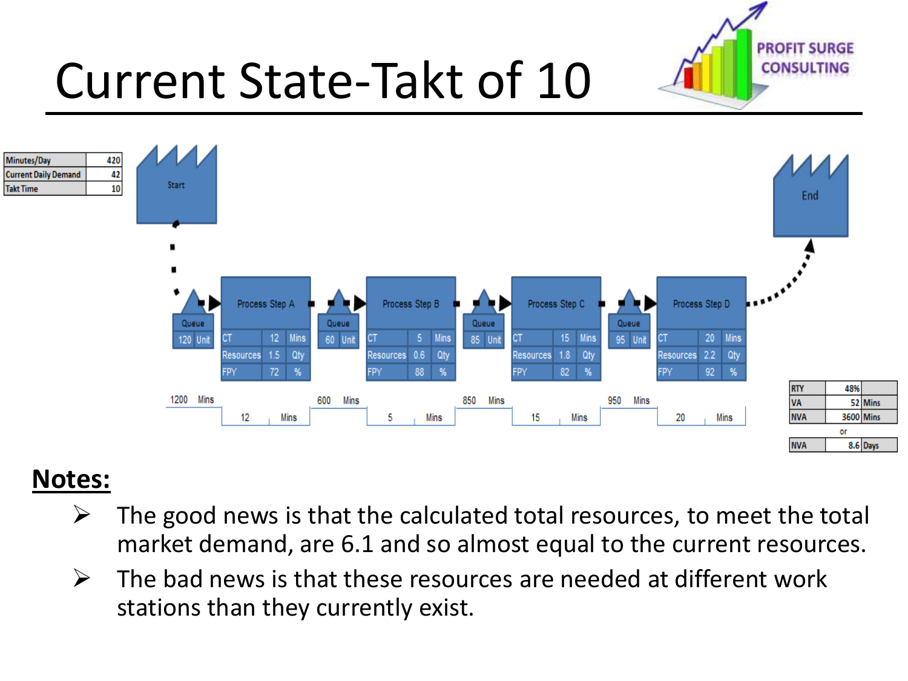# Current State-Takt of 10

| Minutes/Day | 420 |
|---|---|
| Current Daily Demand | 42 |
| Takt Time | 10 |

Start

| | Queue | Process Step A | Queue | Process Step B | Queue | Process Step C | Queue | Process Step D |
|---|---|---|---|---|---|---|---|---|
| Queue | 120 Unit | | 60 Unit | | 85 Unit | | 95 Unit | |
| CT | | 12 Mins | | 5 Mins | | 15 Mins | | 20 Mins |
| Resources | | 1.5 Qty | | 0.6 Qty | | 1.8 Qty | | 2.2 Qty |
| FPY | | 72 % | | 88 % | | 82 % | | 92 % |
| Timeline | 1200 Mins | 12 Mins | 600 Mins | 5 Mins | 850 Mins | 15 Mins | 950 Mins | 20 Mins |

End

| RTY | 48% | |
|---|---|---|
| VA | 52 | Mins |
| NVA | 3600 | Mins |
| or | | |
| NVA | 8.6 | Days |

## Notes:

- The good news is that the calculated total resources, to meet the total market demand, are 6.1 and so almost equal to the current resources.
- The bad news is that these resources are needed at different work stations than they currently exist.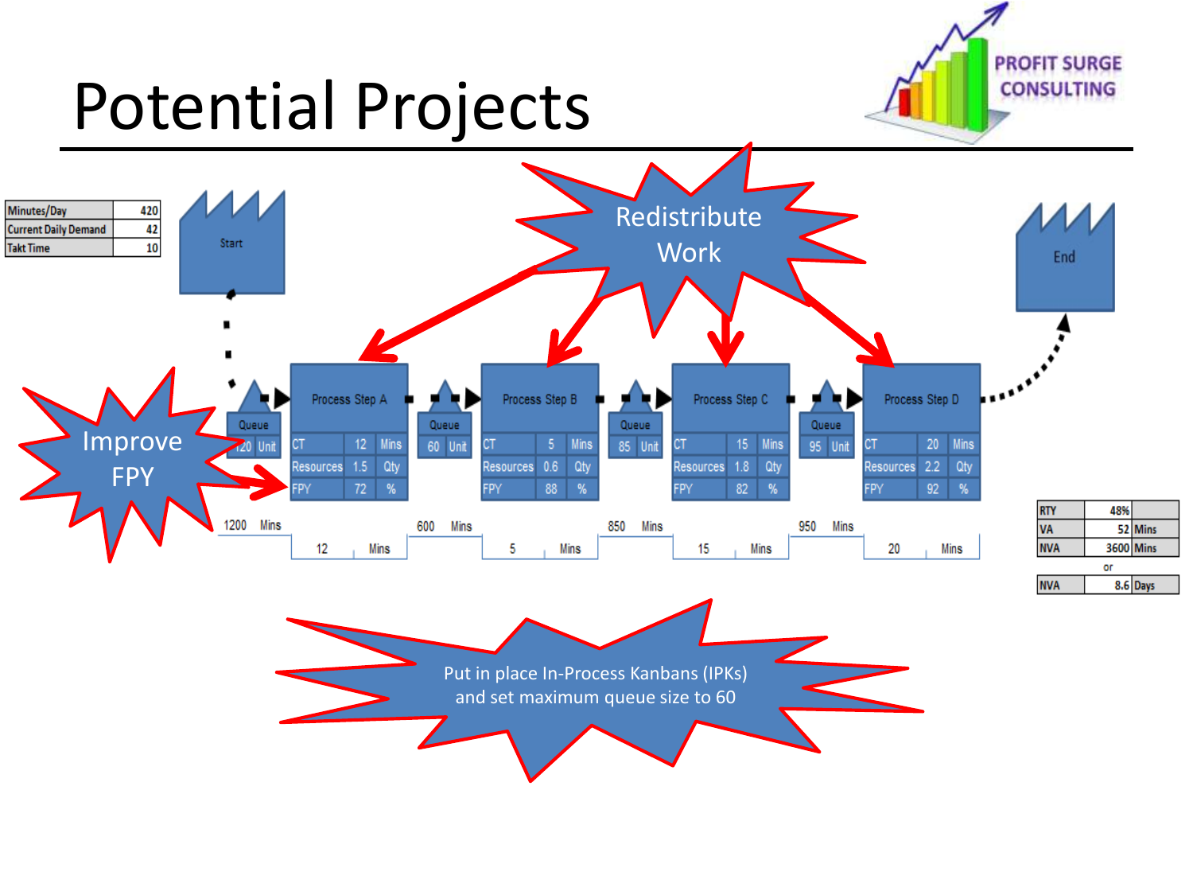# Potential Projects

| Minutes/Day | 420 |
|---|---|
| Current Daily Demand | 42 |
| Takt Time | 10 |

Start

| Queue | |
|---|---|
| 120 | Unit |

**Process Step A**

| CT | 12 | Mins |
|---|---|---|
| Resources | 1.5 | Qty |
| FPY | 72 | % |

| Queue | |
|---|---|
| 60 | Unit |

**Process Step B**

| CT | 5 | Mins |
|---|---|---|
| Resources | 0.6 | Qty |
| FPY | 88 | % |

| Queue | |
|---|---|
| 85 | Unit |

**Process Step C**

| CT | 15 | Mins |
|---|---|---|
| Resources | 1.8 | Qty |
| FPY | 82 | % |

| Queue | |
|---|---|
| 95 | Unit |

**Process Step D**

| CT | 20 | Mins |
|---|---|---|
| Resources | 2.2 | Qty |
| FPY | 92 | % |

End

Timeline: 1200 Mins | 12 Mins | 600 Mins | 5 Mins | 850 Mins | 15 Mins | 950 Mins | 20 Mins

| RTY | 48% | |
|---|---|---|
| VA | 52 | Mins |
| NVA | 3600 | Mins |

or

| NVA | 8.6 | Days |
|---|---|---|

Redistribute Work

Improve FPY

Put in place In-Process Kanbans (IPKs) and set maximum queue size to 60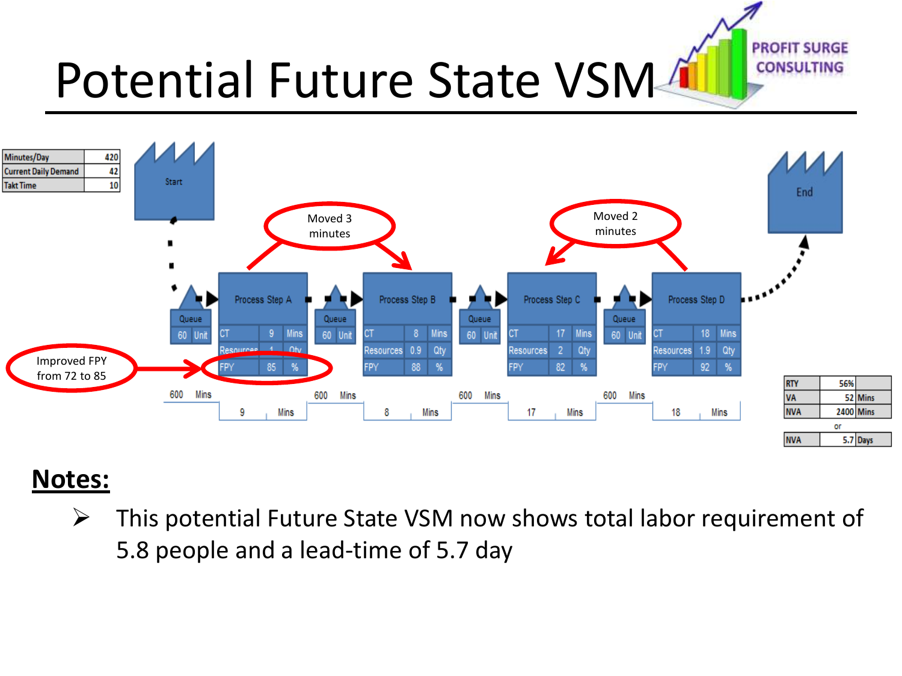# Potential Future State VSM

PROFIT SURGE CONSULTING

| Minutes/Day | 420 |
|---|---|
| Current Daily Demand | 42 |
| Takt Time | 10 |

Start

Moved 3 minutes

Moved 2 minutes

End

| | Process Step A | | Process Step B | | Process Step C | | Process Step D |
|---|---|---|---|---|---|---|---|
| Queue 60 Unit | CT 9 Mins | Queue 60 Unit | CT 8 Mins | Queue 60 Unit | CT 17 Mins | Queue 60 Unit | CT 18 Mins |
| | Resources 1 Qty | | Resources 0.9 Qty | | Resources 2 Qty | | Resources 1.9 Qty |
| | FPY 85 % | | FPY 88 % | | FPY 82 % | | FPY 92 % |
| 600 Mins | 9 Mins | 600 Mins | 8 Mins | 600 Mins | 17 Mins | 600 Mins | 18 Mins |

Improved FPY from 72 to 85

| RTY | 56% | |
|---|---|---|
| VA | 52 | Mins |
| NVA | 2400 | Mins |

or

| NVA | 5.7 | Days |
|---|---|---|

**Notes:**

- This potential Future State VSM now shows total labor requirement of 5.8 people and a lead-time of 5.7 day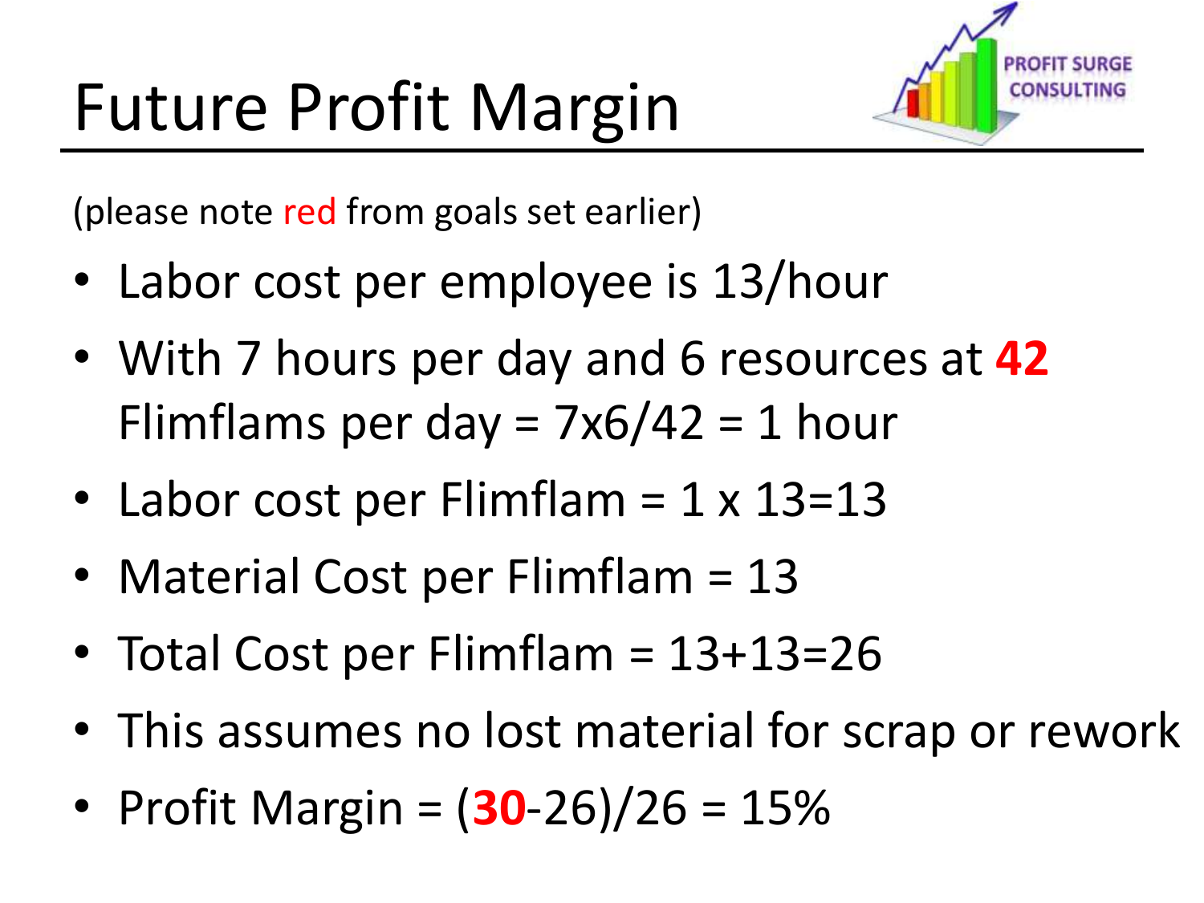# Future Profit Margin

(please note red from goals set earlier)

- Labor cost per employee is 13/hour
- With 7 hours per day and 6 resources at **42** Flimflams per day = 7x6/42 = 1 hour
- Labor cost per Flimflam = 1 x 13=13
- Material Cost per Flimflam = 13
- Total Cost per Flimflam = 13+13=26
- This assumes no lost material for scrap or rework
- Profit Margin = (**30**-26)/26 = 15%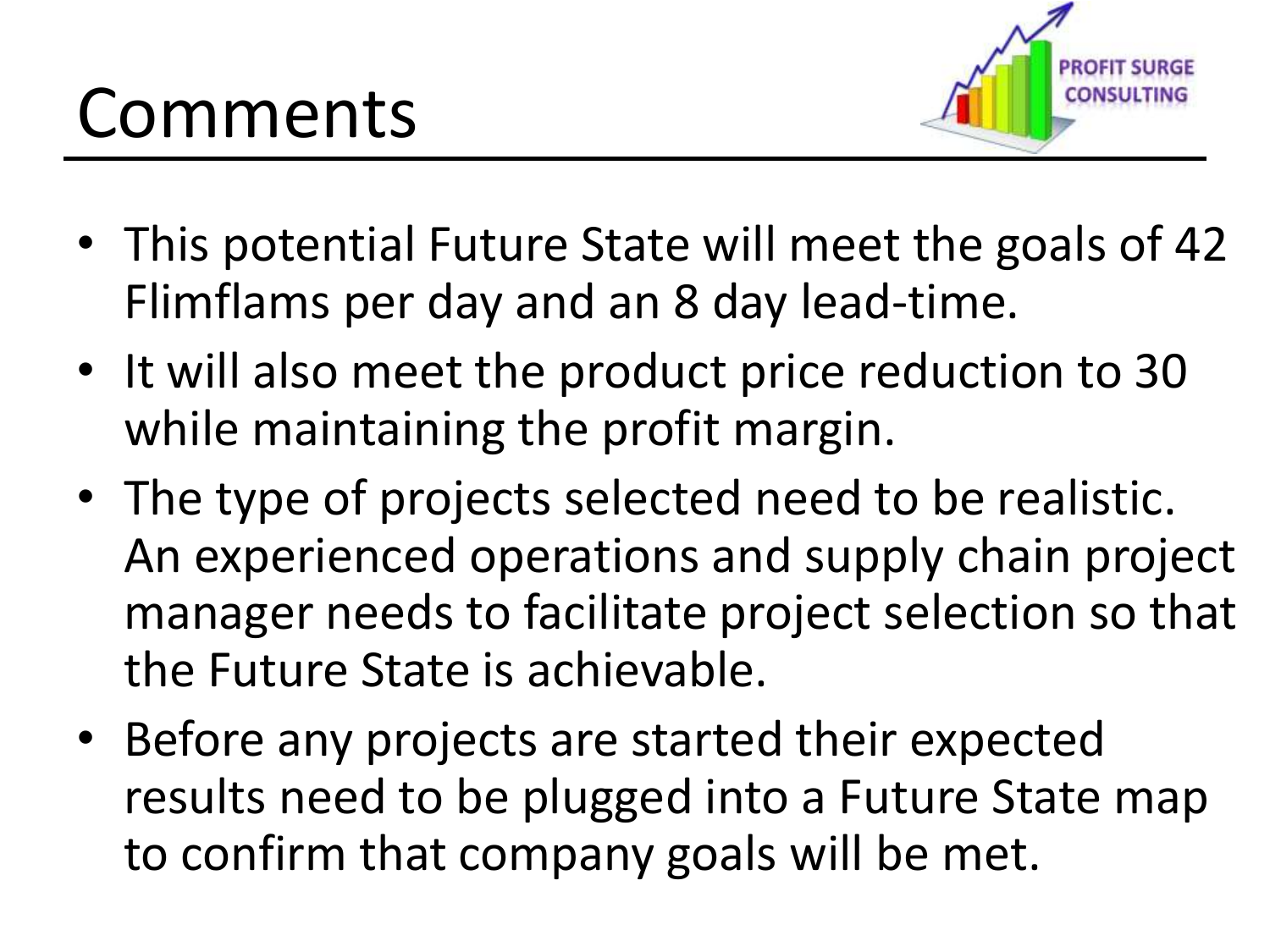# Comments

- This potential Future State will meet the goals of 42 Flimflams per day and an 8 day lead-time.
- It will also meet the product price reduction to 30 while maintaining the profit margin.
- The type of projects selected need to be realistic. An experienced operations and supply chain project manager needs to facilitate project selection so that the Future State is achievable.
- Before any projects are started their expected results need to be plugged into a Future State map to confirm that company goals will be met.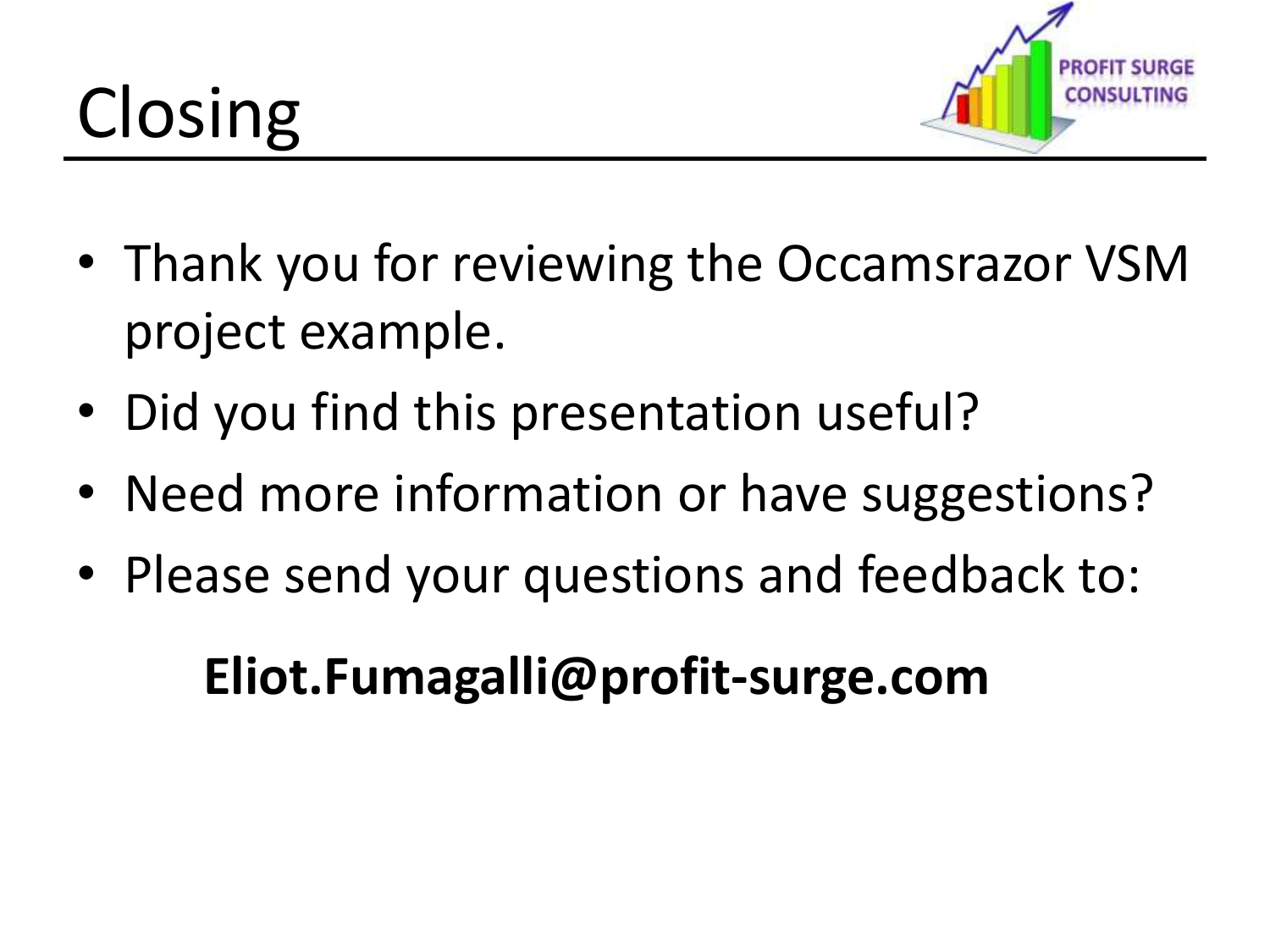# Closing

- Thank you for reviewing the Occamsrazor VSM project example.
- Did you find this presentation useful?
- Need more information or have suggestions?
- Please send your questions and feedback to:

**Eliot.Fumagalli@profit-surge.com**